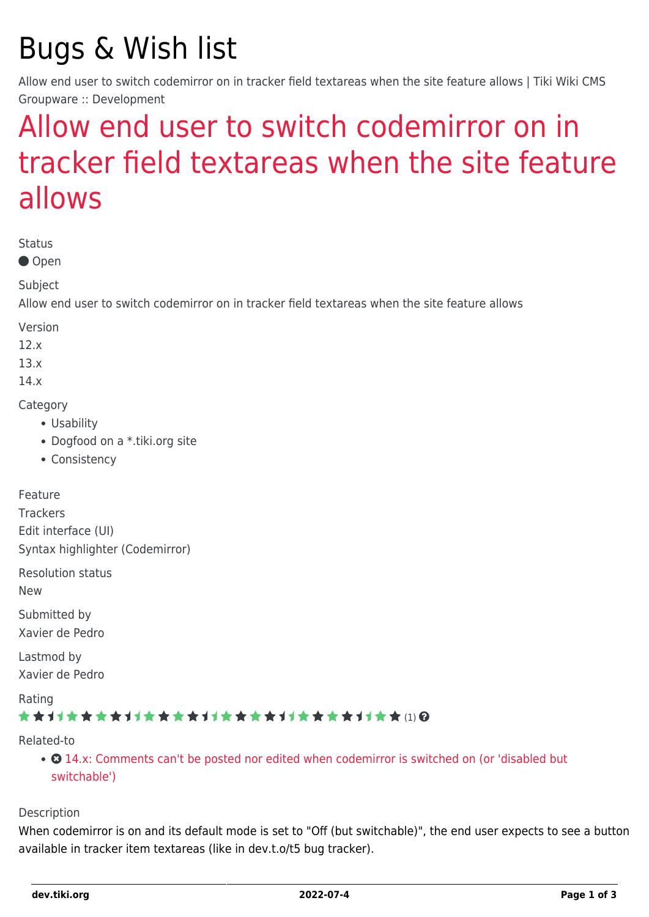# Bugs & Wish list

Allow end user to switch codemirror on in tracker field textareas when the site feature allows | Tiki Wiki CMS Groupware :: Development

## Allow end user to switch codemirror on in tracker field textareas when the site feature allows

Status

Open

Subject

Allow end user to switch codemirror on in tracker field textareas when the site feature allows

Version

12.x

13.x

14.x

Category

- Usability
- Dogfood on a *.tiki.org site
- Consistency

Feature

Trackers

Edit interface (UI)

Syntax highlighter (Codemirror)

Resolution status

New

Submitted by

Xavier de Pedro

Lastmod by

Xavier de Pedro

Rating

(1)

Related-to

- 14.x: Comments can't be posted nor edited when codemirror is switched on (or 'disabled but switchable')

Description

When codemirror is on and its default mode is set to "Off (but switchable)", the end user expects to see a button available in tracker item textareas (like in dev.t.o/t5 bug tracker).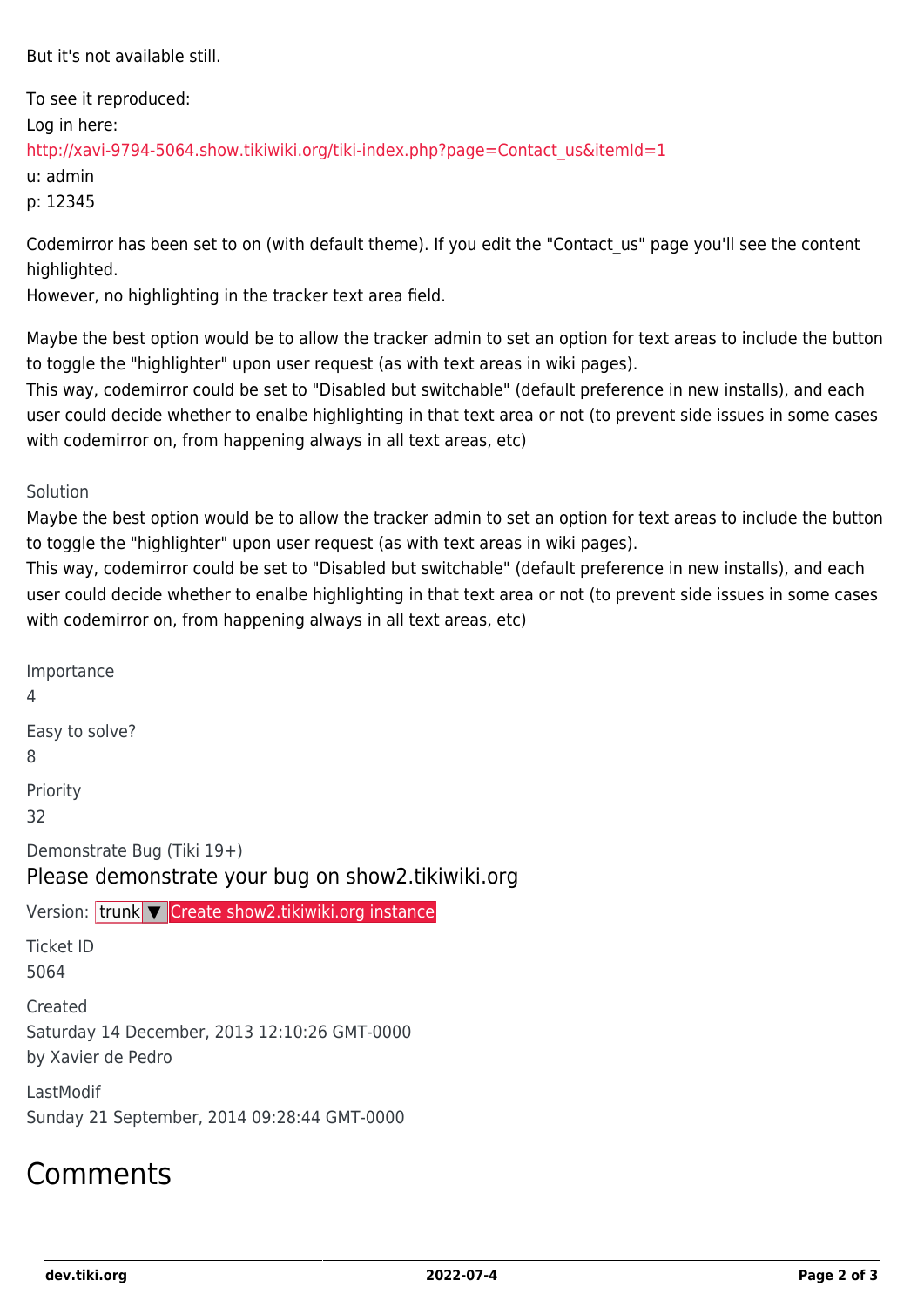But it's not available still.

To see it reproduced:
Log in here:
http://xavi-9794-5064.show.tikiwiki.org/tiki-index.php?page=Contact_us&itemId=1
u: admin
p: 12345

Codemirror has been set to on (with default theme). If you edit the "Contact_us" page you'll see the content highlighted.
However, no highlighting in the tracker text area field.

Maybe the best option would be to allow the tracker admin to set an option for text areas to include the button to toggle the "highlighter" upon user request (as with text areas in wiki pages).
This way, codemirror could be set to "Disabled but switchable" (default preference in new installs), and each user could decide whether to enalbe highlighting in that text area or not (to prevent side issues in some cases with codemirror on, from happening always in all text areas, etc)

Solution
Maybe the best option would be to allow the tracker admin to set an option for text areas to include the button to toggle the "highlighter" upon user request (as with text areas in wiki pages).
This way, codemirror could be set to "Disabled but switchable" (default preference in new installs), and each user could decide whether to enalbe highlighting in that text area or not (to prevent side issues in some cases with codemirror on, from happening always in all text areas, etc)

Importance
4

Easy to solve?
8

Priority
32

Demonstrate Bug (Tiki 19+)

Please demonstrate your bug on show2.tikiwiki.org

Version: trunk ▼ Create show2.tikiwiki.org instance

Ticket ID
5064

Created
Saturday 14 December, 2013 12:10:26 GMT-0000
by Xavier de Pedro

LastModif
Sunday 21 September, 2014 09:28:44 GMT-0000

# Comments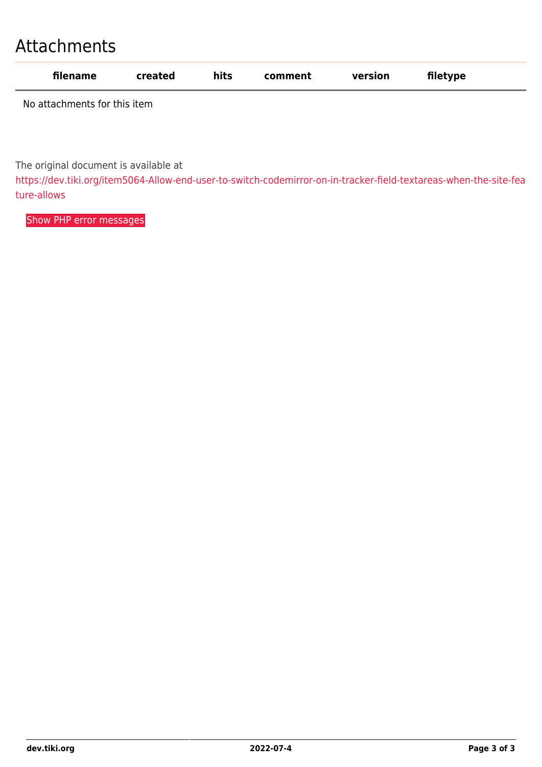# Attachments

| filename | created | hits | comment | version | filetype |
|---|---|---|---|---|---|

No attachments for this item

The original document is available at https://dev.tiki.org/item5064-Allow-end-user-to-switch-codemirror-on-in-tracker-field-textareas-when-the-site-feature-allows

Show PHP error messages